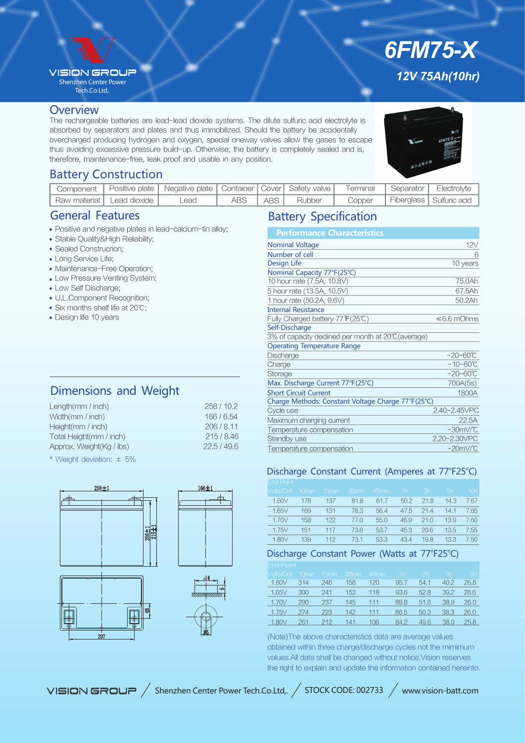VISION GROUP
Shenzhen Center Power Tech.Co.Ltd,.

# 6FM75-X

**12V 75Ah(10hr)**

## Overview

The rechargeable batteries are lead-lead dioxide systems. The dilute sulfuric acid electrolyte is absorbed by separators and plates and thus immobilized. Should the battery be accidentally overcharged producing hydrogen and oxygen, special oneway valves allow the gases to escape thus avoiding excessive pressure build-up. Otherwise, the battery is completely sealed and is, therefore, maintenance-free, leak proof and usable in any position.

## Battery Construction

| Component | Positive plate | Negative plate | Container | Cover | Safety valve | Terminal | Separator | Electrolyte |
|---|---|---|---|---|---|---|---|---|
| Raw material | Lead dioxide | Lead | ABS | ABS | Rubber | Copper | Fiberglass | Sulfuric acid |

## General Features

- Positive and negative plates in lead-calcium-tin alloy;
- Stable Quality&High Reliability;
- Sealed Construcrion;
- Long Service Life;
- Maintenance-Free Operation;
- Low Pressure Venting System;
- Low Self Discharge;
- U.L.Component Recognition;
- Six months shelf life at 20℃;
- Design life 10 years

## Dimensions and Weight

| | |
|---|---|
| Length(mm / inch) | 258 / 10.2 |
| Width(mm / inch) | 166 / 6.54 |
| Height(mm / inch) | 206 / 8.11 |
| Total Height(mm / inch) | 215 / 8.46 |
| Approx. Weight(Kg / lbs) | 22.5 / 49.6 |

* Weight deviation: ± 5%

258±1 &nbsp; 166±1 &nbsp; 206±1 &nbsp; 215±1 &nbsp; 48 &nbsp; 207 &nbsp; ø14 &nbsp; 5 &nbsp; M6

## Battery Specification

| Performance Characteristics | |
|---|---|
| **Nominal Voltage** | 12V |
| **Number of cell** | 6 |
| **Design Life** | 10 years |
| **Nominal Capacity 77°F(25°C)** | |
| 10 hour rate (7.5A, 10.8V) | 75.0Ah |
| 5 hour rate (13.5A, 10.5V) | 67.5Ah |
| 1 hour rate (50.2A, 9.6V) | 50.2Ah |
| **Internal Resistance** | |
| Fully Charged battery 77°F(25℃) | ≤6.6 mOhms |
| **Self-Discharge** | |
| 3% of capacity declined per month at 20℃(average) | |
| **Operating Temperature Range** | |
| Discharge | -20~60℃ |
| Charge | -10~60℃ |
| Storage | -20~60℃ |
| **Max. Discharge Current 77°F(25°C)** | 700A(5s) |
| **Short Circuit Current** | 1800A |
| **Charge Methods: Constant Voltage Charge 77°F(25°C)** | |
| Cycle use | 2.40-2.45VPC |
| Maximum charging current | 22.5A |
| Temperature compensation | -30mV/℃ |
| Standby use | 2.20-2.30VPC |
| Temperature compensation | -20mV/℃ |

## Discharge Constant Current (Amperes at 77°F25°C)

| End Point Volts/Cell | 10min | 15min | 30min | 45min | 1h | 3h | 5h | 10h |
|---|---|---|---|---|---|---|---|---|
| 1.60V | 178 | 137 | 81.8 | 61.7 | 50.2 | 21.8 | 14.3 | 7.67 |
| 1.65V | 169 | 131 | 78.3 | 56.4 | 47.5 | 21.4 | 14.1 | 7.65 |
| 1.70V | 158 | 122 | 77.0 | 55.0 | 46.9 | 21.0 | 13.9 | 7.60 |
| 1.75V | 151 | 117 | 73.6 | 53.7 | 45.3 | 20.6 | 13.5 | 7.55 |
| 1.80V | 139 | 112 | 73.1 | 53.3 | 43.4 | 19.8 | 13.3 | 7.50 |

## Discharge Constant Power (Watts at 77°F25°C)

| End Point Volts/Cell | 10min | 15min | 30min | 45min | 1h | 2h | 3h | 5h |
|---|---|---|---|---|---|---|---|---|
| 1.60V | 314 | 246 | 158 | 120 | 95.7 | 54.1 | 40.2 | 26.8 |
| 1.65V | 300 | 241 | 153 | 118 | 93.6 | 52.8 | 39.2 | 26.6 |
| 1.70V | 290 | 237 | 145 | 111 | 89.8 | 51.6 | 38.9 | 26.0 |
| 1.75V | 274 | 223 | 142 | 111 | 86.5 | 50.3 | 38.3 | 26.0 |
| 1.80V | 261 | 212 | 141 | 106 | 84.2 | 49.6 | 38.0 | 25.8 |

(Note)The above characteristics data are average values obtained within three charge/discharge cycles not the mimimum values.All data shall be changed without notice,Vision reserves the right to explain and update the information contained hereinto.

VISION GROUP / Shenzhen Center Power Tech.Co.Ltd,. / STOCK CODE: 002733 / www.vision-batt.com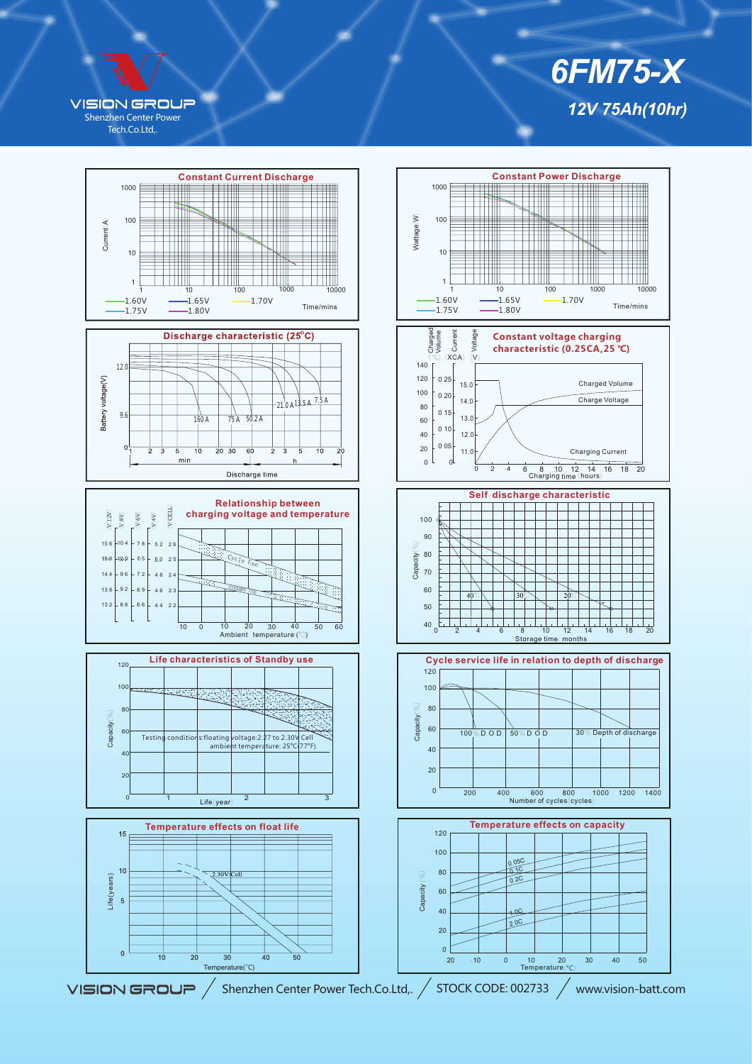VISION GROUP
Shenzhen Center Power Tech.Co.Ltd,.

# 6FM75-X

## 12V 75Ah(10hr)

### Constant Current Discharge

Current(A)

1000
100
10
1

1 10 100 1000 10000

Time/mins

1.60V 1.65V 1.70V
1.75V 1.80V

### Constant Power Discharge

Wattage(W)

1000
100
10
1

1 10 100 1000 10000

Time/mins

1.60V 1.65V 1.70V
1.75V 1.80V

### Discharge characteristic (25℃)

Battery voltage(V)

12.0
9.6
0

160 A 75 A 50.2 A 21.0 A 13.5 A 7.5 A

1 2 3 5 10 20 30 60 2 3 5 10 20

min h

Discharge time

### Constant voltage charging characteristic (0.25CA,25 ℃)

Charged Volume (%) Current (XCA) Voltage (V)

140 120 100 80 60 40 20 0
0.25 0.20 0.15 0.10 0.05 0
15.0 14.0 13.0 12.0 11.0

Charged Volume
Charge Voltage
Charging Current

0 2 4 6 8 10 12 14 16 18 20

Charging time (hours)

### Relationship between charging voltage and temperature

(V 12V) (V 8V) (V 6V) (V 4V) (V CELL)

15.6 10.4 7.8 5.2 2.6
15.0 10.0 7.5 5.0 2.5
14.4 9.6 7.2 4.8 2.4
13.8 9.2 6.9 4.6 2.3
13.2 8.8 6.6 4.4 2.2

Cycle Use
Standby Use

-10 0 10 20 30 40 50 60

Ambient temperature (℃)

### Self-discharge characteristic

Capacity(%)

100 90 80 70 60 50 40

40 30 20

0 2 4 6 8 10 12 14 16 18 20

Storage time (months)

### Life characteristics of Standby use

Capacity(%)

120 100 80 60 40 20 0

Testing conditions:floating voltage:2.27 to 2.30V Cell
ambient temperature: 25℃(77°F)

1 2 3

Life(year)

### Cycle service life in relation to depth of discharge

Capacity(%)

120 100 80 60 40 20 0

100% D O D 50% D O D 30% Depth of discharge

200 400 600 800 1000 1200 1400

Number of cycles(cycles)

### Temperature effects on float life

Life(years)

15 10 5 0

2.30V/Cell

10 20 30 40 50

Temperature(℃)

### Temperature effects on capacity

Capacity(%)

120 100 80 60 40 20 0

0.05C
0.1C
0.2C
1.0C
2.0C

-20 -10 0 10 20 30 40 50

Temperature(℃)

VISION GROUP / Shenzhen Center Power Tech.Co.Ltd,. / STOCK CODE: 002733 / www.vision-batt.com